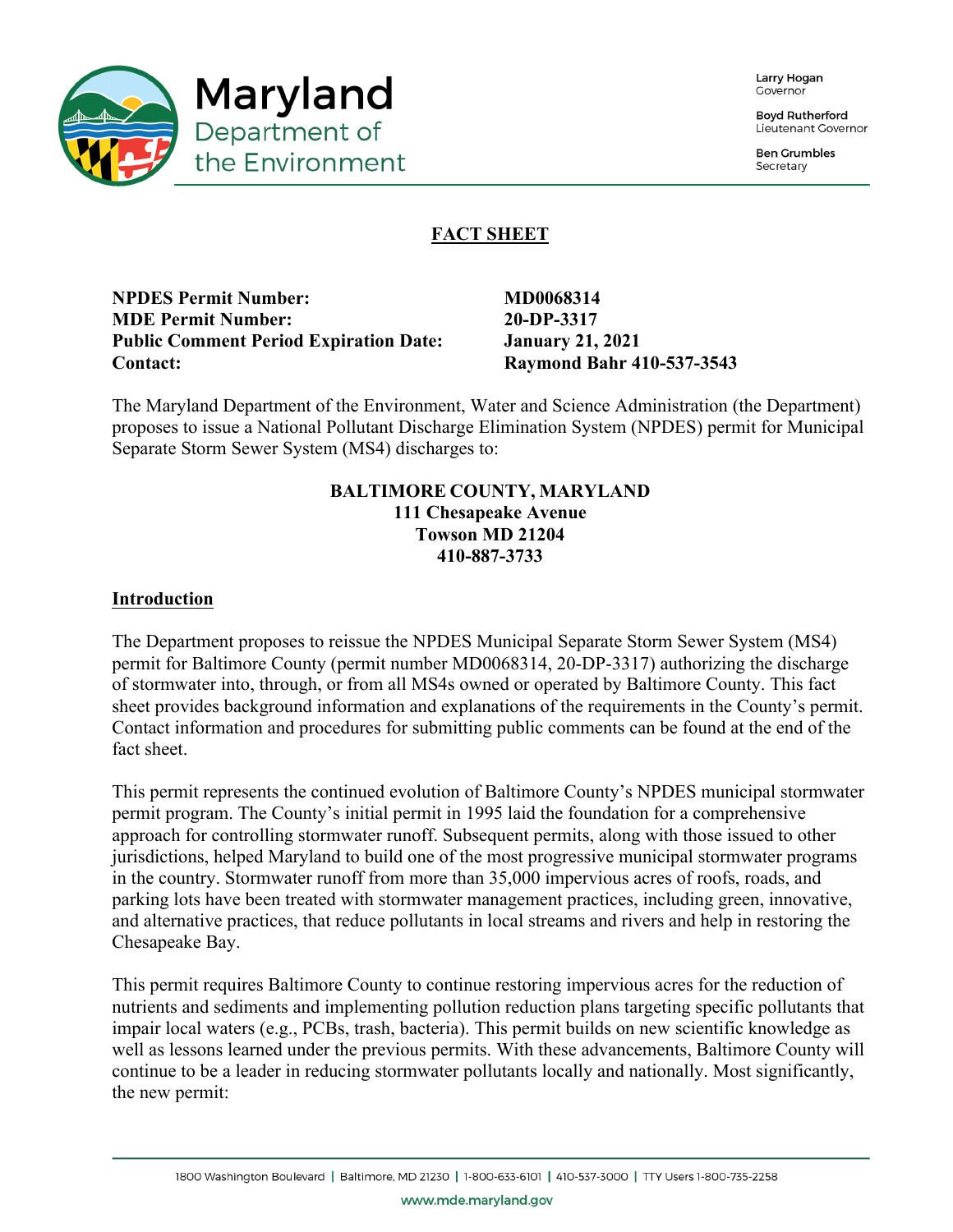Maryland Department of the Environment

Larry Hogan
Governor

Boyd Rutherford
Lieutenant Governor

Ben Grumbles
Secretary

# FACT SHEET

**NPDES Permit Number:** **MD0068314**
**MDE Permit Number:** **20-DP-3317**
**Public Comment Period Expiration Date:** **January 21, 2021**
**Contact:** **Raymond Bahr 410-537-3543**

The Maryland Department of the Environment, Water and Science Administration (the Department) proposes to issue a National Pollutant Discharge Elimination System (NPDES) permit for Municipal Separate Storm Sewer System (MS4) discharges to:

**BALTIMORE COUNTY, MARYLAND**
**111 Chesapeake Avenue**
**Towson MD 21204**
**410-887-3733**

## Introduction

The Department proposes to reissue the NPDES Municipal Separate Storm Sewer System (MS4) permit for Baltimore County (permit number MD0068314, 20-DP-3317) authorizing the discharge of stormwater into, through, or from all MS4s owned or operated by Baltimore County. This fact sheet provides background information and explanations of the requirements in the County's permit. Contact information and procedures for submitting public comments can be found at the end of the fact sheet.

This permit represents the continued evolution of Baltimore County's NPDES municipal stormwater permit program. The County's initial permit in 1995 laid the foundation for a comprehensive approach for controlling stormwater runoff. Subsequent permits, along with those issued to other jurisdictions, helped Maryland to build one of the most progressive municipal stormwater programs in the country. Stormwater runoff from more than 35,000 impervious acres of roofs, roads, and parking lots have been treated with stormwater management practices, including green, innovative, and alternative practices, that reduce pollutants in local streams and rivers and help in restoring the Chesapeake Bay.

This permit requires Baltimore County to continue restoring impervious acres for the reduction of nutrients and sediments and implementing pollution reduction plans targeting specific pollutants that impair local waters (e.g., PCBs, trash, bacteria). This permit builds on new scientific knowledge as well as lessons learned under the previous permits. With these advancements, Baltimore County will continue to be a leader in reducing stormwater pollutants locally and nationally. Most significantly, the new permit:

1800 Washington Boulevard | Baltimore, MD 21230 | 1-800-633-6101 | 410-537-3000 | TTY Users 1-800-735-2258
www.mde.maryland.gov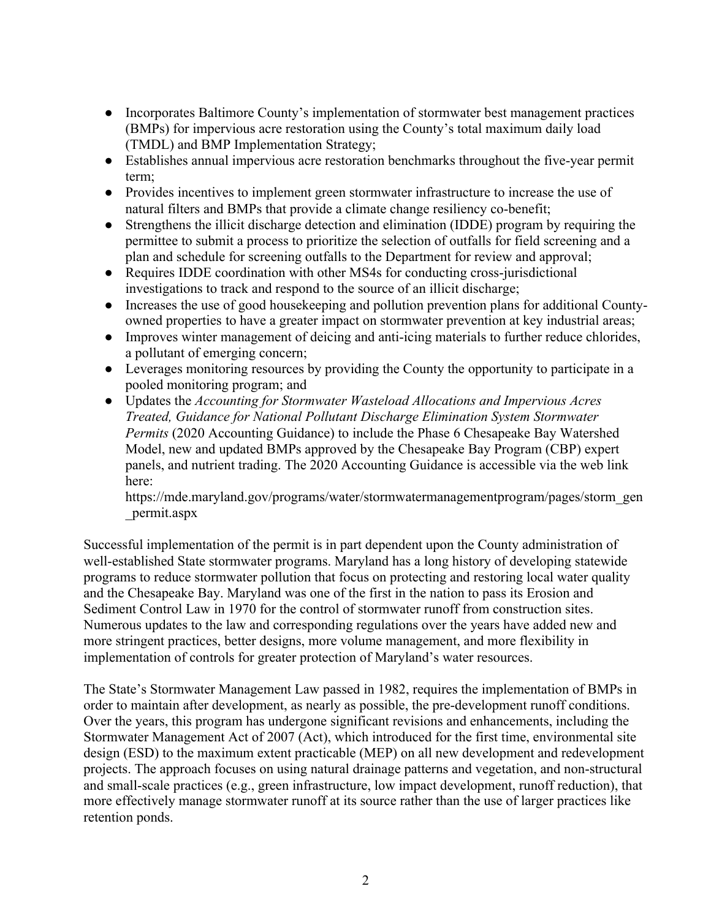- Incorporates Baltimore County's implementation of stormwater best management practices (BMPs) for impervious acre restoration using the County's total maximum daily load (TMDL) and BMP Implementation Strategy;
- Establishes annual impervious acre restoration benchmarks throughout the five-year permit term;
- Provides incentives to implement green stormwater infrastructure to increase the use of natural filters and BMPs that provide a climate change resiliency co-benefit;
- Strengthens the illicit discharge detection and elimination (IDDE) program by requiring the permittee to submit a process to prioritize the selection of outfalls for field screening and a plan and schedule for screening outfalls to the Department for review and approval;
- Requires IDDE coordination with other MS4s for conducting cross-jurisdictional investigations to track and respond to the source of an illicit discharge;
- Increases the use of good housekeeping and pollution prevention plans for additional County-owned properties to have a greater impact on stormwater prevention at key industrial areas;
- Improves winter management of deicing and anti-icing materials to further reduce chlorides, a pollutant of emerging concern;
- Leverages monitoring resources by providing the County the opportunity to participate in a pooled monitoring program; and
- Updates the *Accounting for Stormwater Wasteload Allocations and Impervious Acres Treated, Guidance for National Pollutant Discharge Elimination System Stormwater Permits* (2020 Accounting Guidance) to include the Phase 6 Chesapeake Bay Watershed Model, new and updated BMPs approved by the Chesapeake Bay Program (CBP) expert panels, and nutrient trading. The 2020 Accounting Guidance is accessible via the web link here: https://mde.maryland.gov/programs/water/stormwatermanagementprogram/pages/storm_gen_permit.aspx

Successful implementation of the permit is in part dependent upon the County administration of well-established State stormwater programs. Maryland has a long history of developing statewide programs to reduce stormwater pollution that focus on protecting and restoring local water quality and the Chesapeake Bay. Maryland was one of the first in the nation to pass its Erosion and Sediment Control Law in 1970 for the control of stormwater runoff from construction sites. Numerous updates to the law and corresponding regulations over the years have added new and more stringent practices, better designs, more volume management, and more flexibility in implementation of controls for greater protection of Maryland's water resources.

The State's Stormwater Management Law passed in 1982, requires the implementation of BMPs in order to maintain after development, as nearly as possible, the pre-development runoff conditions. Over the years, this program has undergone significant revisions and enhancements, including the Stormwater Management Act of 2007 (Act), which introduced for the first time, environmental site design (ESD) to the maximum extent practicable (MEP) on all new development and redevelopment projects. The approach focuses on using natural drainage patterns and vegetation, and non-structural and small-scale practices (e.g., green infrastructure, low impact development, runoff reduction), that more effectively manage stormwater runoff at its source rather than the use of larger practices like retention ponds.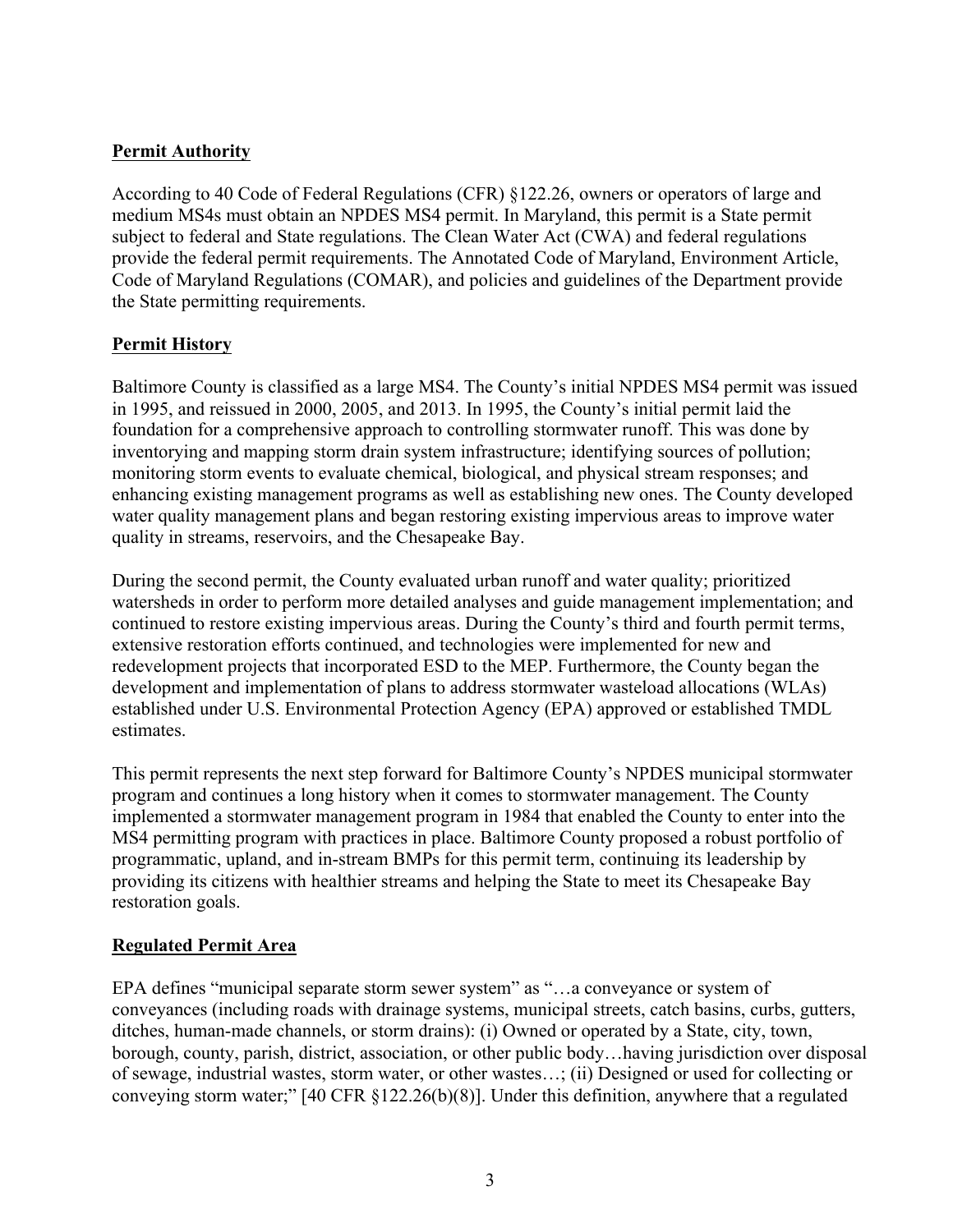## Permit Authority

According to 40 Code of Federal Regulations (CFR) §122.26, owners or operators of large and medium MS4s must obtain an NPDES MS4 permit. In Maryland, this permit is a State permit subject to federal and State regulations. The Clean Water Act (CWA) and federal regulations provide the federal permit requirements. The Annotated Code of Maryland, Environment Article, Code of Maryland Regulations (COMAR), and policies and guidelines of the Department provide the State permitting requirements.

## Permit History

Baltimore County is classified as a large MS4. The County's initial NPDES MS4 permit was issued in 1995, and reissued in 2000, 2005, and 2013. In 1995, the County's initial permit laid the foundation for a comprehensive approach to controlling stormwater runoff. This was done by inventorying and mapping storm drain system infrastructure; identifying sources of pollution; monitoring storm events to evaluate chemical, biological, and physical stream responses; and enhancing existing management programs as well as establishing new ones. The County developed water quality management plans and began restoring existing impervious areas to improve water quality in streams, reservoirs, and the Chesapeake Bay.

During the second permit, the County evaluated urban runoff and water quality; prioritized watersheds in order to perform more detailed analyses and guide management implementation; and continued to restore existing impervious areas. During the County's third and fourth permit terms, extensive restoration efforts continued, and technologies were implemented for new and redevelopment projects that incorporated ESD to the MEP. Furthermore, the County began the development and implementation of plans to address stormwater wasteload allocations (WLAs) established under U.S. Environmental Protection Agency (EPA) approved or established TMDL estimates.

This permit represents the next step forward for Baltimore County's NPDES municipal stormwater program and continues a long history when it comes to stormwater management. The County implemented a stormwater management program in 1984 that enabled the County to enter into the MS4 permitting program with practices in place. Baltimore County proposed a robust portfolio of programmatic, upland, and in-stream BMPs for this permit term, continuing its leadership by providing its citizens with healthier streams and helping the State to meet its Chesapeake Bay restoration goals.

## Regulated Permit Area

EPA defines "municipal separate storm sewer system" as "…a conveyance or system of conveyances (including roads with drainage systems, municipal streets, catch basins, curbs, gutters, ditches, human-made channels, or storm drains): (i) Owned or operated by a State, city, town, borough, county, parish, district, association, or other public body…having jurisdiction over disposal of sewage, industrial wastes, storm water, or other wastes…; (ii) Designed or used for collecting or conveying storm water;" [40 CFR §122.26(b)(8)]. Under this definition, anywhere that a regulated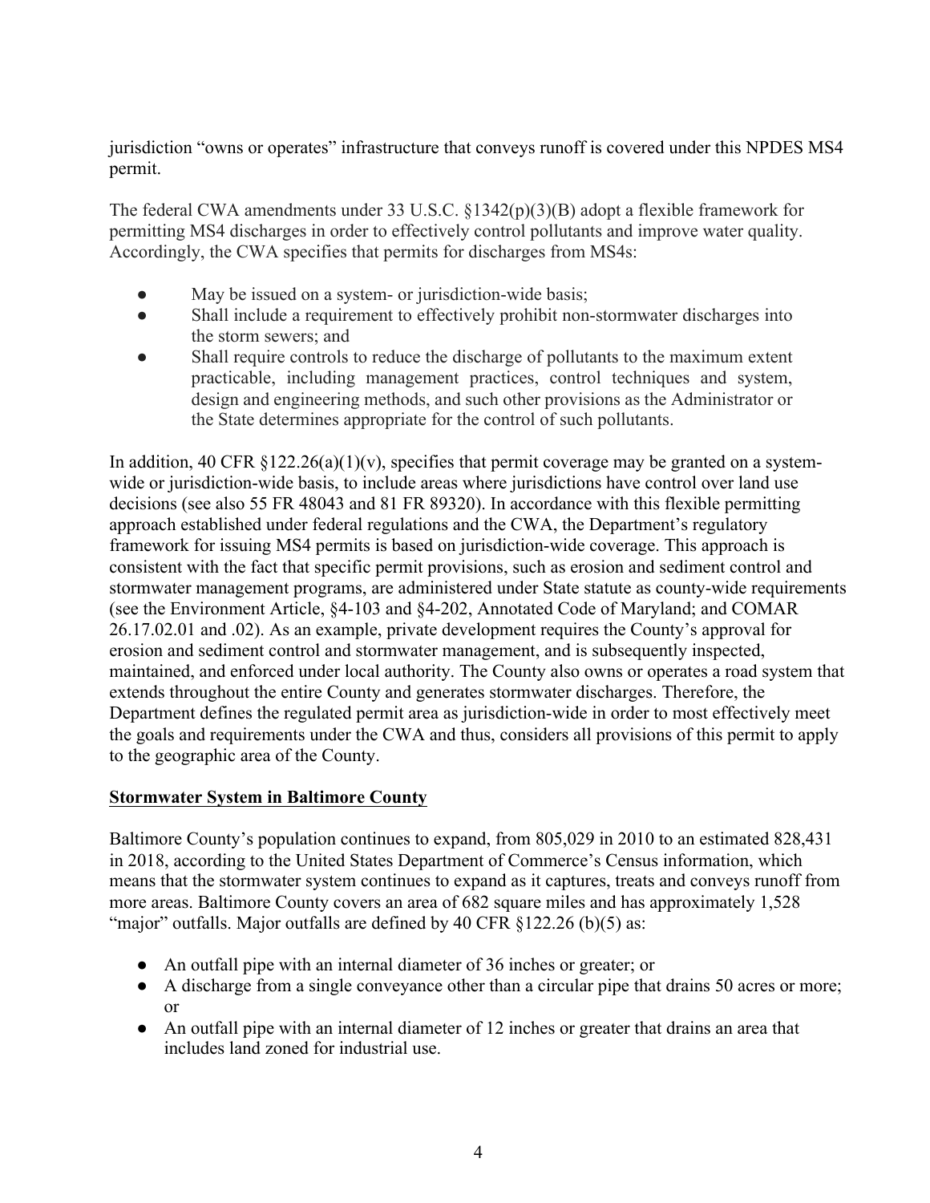jurisdiction "owns or operates" infrastructure that conveys runoff is covered under this NPDES MS4 permit.

The federal CWA amendments under 33 U.S.C. §1342(p)(3)(B) adopt a flexible framework for permitting MS4 discharges in order to effectively control pollutants and improve water quality. Accordingly, the CWA specifies that permits for discharges from MS4s:

- May be issued on a system- or jurisdiction-wide basis;
- Shall include a requirement to effectively prohibit non-stormwater discharges into the storm sewers; and
- Shall require controls to reduce the discharge of pollutants to the maximum extent practicable, including management practices, control techniques and system, design and engineering methods, and such other provisions as the Administrator or the State determines appropriate for the control of such pollutants.

In addition, 40 CFR §122.26(a)(1)(v), specifies that permit coverage may be granted on a system-wide or jurisdiction-wide basis, to include areas where jurisdictions have control over land use decisions (see also 55 FR 48043 and 81 FR 89320). In accordance with this flexible permitting approach established under federal regulations and the CWA, the Department's regulatory framework for issuing MS4 permits is based on jurisdiction-wide coverage. This approach is consistent with the fact that specific permit provisions, such as erosion and sediment control and stormwater management programs, are administered under State statute as county-wide requirements (see the Environment Article, §4-103 and §4-202, Annotated Code of Maryland; and COMAR 26.17.02.01 and .02). As an example, private development requires the County's approval for erosion and sediment control and stormwater management, and is subsequently inspected, maintained, and enforced under local authority. The County also owns or operates a road system that extends throughout the entire County and generates stormwater discharges. Therefore, the Department defines the regulated permit area as jurisdiction-wide in order to most effectively meet the goals and requirements under the CWA and thus, considers all provisions of this permit to apply to the geographic area of the County.

## Stormwater System in Baltimore County

Baltimore County's population continues to expand, from 805,029 in 2010 to an estimated 828,431 in 2018, according to the United States Department of Commerce's Census information, which means that the stormwater system continues to expand as it captures, treats and conveys runoff from more areas. Baltimore County covers an area of 682 square miles and has approximately 1,528 "major" outfalls. Major outfalls are defined by 40 CFR §122.26 (b)(5) as:

- An outfall pipe with an internal diameter of 36 inches or greater; or
- A discharge from a single conveyance other than a circular pipe that drains 50 acres or more; or
- An outfall pipe with an internal diameter of 12 inches or greater that drains an area that includes land zoned for industrial use.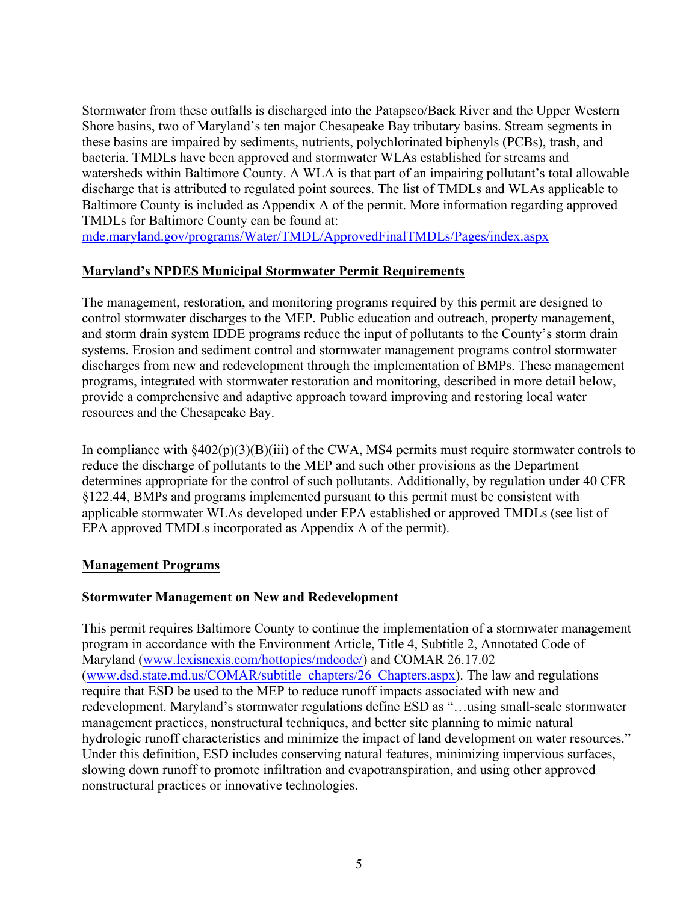Stormwater from these outfalls is discharged into the Patapsco/Back River and the Upper Western Shore basins, two of Maryland's ten major Chesapeake Bay tributary basins. Stream segments in these basins are impaired by sediments, nutrients, polychlorinated biphenyls (PCBs), trash, and bacteria. TMDLs have been approved and stormwater WLAs established for streams and watersheds within Baltimore County. A WLA is that part of an impairing pollutant's total allowable discharge that is attributed to regulated point sources. The list of TMDLs and WLAs applicable to Baltimore County is included as Appendix A of the permit. More information regarding approved TMDLs for Baltimore County can be found at:
[mde.maryland.gov/programs/Water/TMDL/ApprovedFinalTMDLs/Pages/index.aspx](mde.maryland.gov/programs/Water/TMDL/ApprovedFinalTMDLs/Pages/index.aspx)

## Maryland's NPDES Municipal Stormwater Permit Requirements

The management, restoration, and monitoring programs required by this permit are designed to control stormwater discharges to the MEP. Public education and outreach, property management, and storm drain system IDDE programs reduce the input of pollutants to the County's storm drain systems. Erosion and sediment control and stormwater management programs control stormwater discharges from new and redevelopment through the implementation of BMPs. These management programs, integrated with stormwater restoration and monitoring, described in more detail below, provide a comprehensive and adaptive approach toward improving and restoring local water resources and the Chesapeake Bay.

In compliance with §402(p)(3)(B)(iii) of the CWA, MS4 permits must require stormwater controls to reduce the discharge of pollutants to the MEP and such other provisions as the Department determines appropriate for the control of such pollutants. Additionally, by regulation under 40 CFR §122.44, BMPs and programs implemented pursuant to this permit must be consistent with applicable stormwater WLAs developed under EPA established or approved TMDLs (see list of EPA approved TMDLs incorporated as Appendix A of the permit).

## Management Programs

### Stormwater Management on New and Redevelopment

This permit requires Baltimore County to continue the implementation of a stormwater management program in accordance with the Environment Article, Title 4, Subtitle 2, Annotated Code of Maryland ([www.lexisnexis.com/hottopics/mdcode/](www.lexisnexis.com/hottopics/mdcode/)) and COMAR 26.17.02 ([www.dsd.state.md.us/COMAR/subtitle_chapters/26_Chapters.aspx](www.dsd.state.md.us/COMAR/subtitle_chapters/26_Chapters.aspx)). The law and regulations require that ESD be used to the MEP to reduce runoff impacts associated with new and redevelopment. Maryland's stormwater regulations define ESD as "…using small-scale stormwater management practices, nonstructural techniques, and better site planning to mimic natural hydrologic runoff characteristics and minimize the impact of land development on water resources." Under this definition, ESD includes conserving natural features, minimizing impervious surfaces, slowing down runoff to promote infiltration and evapotranspiration, and using other approved nonstructural practices or innovative technologies.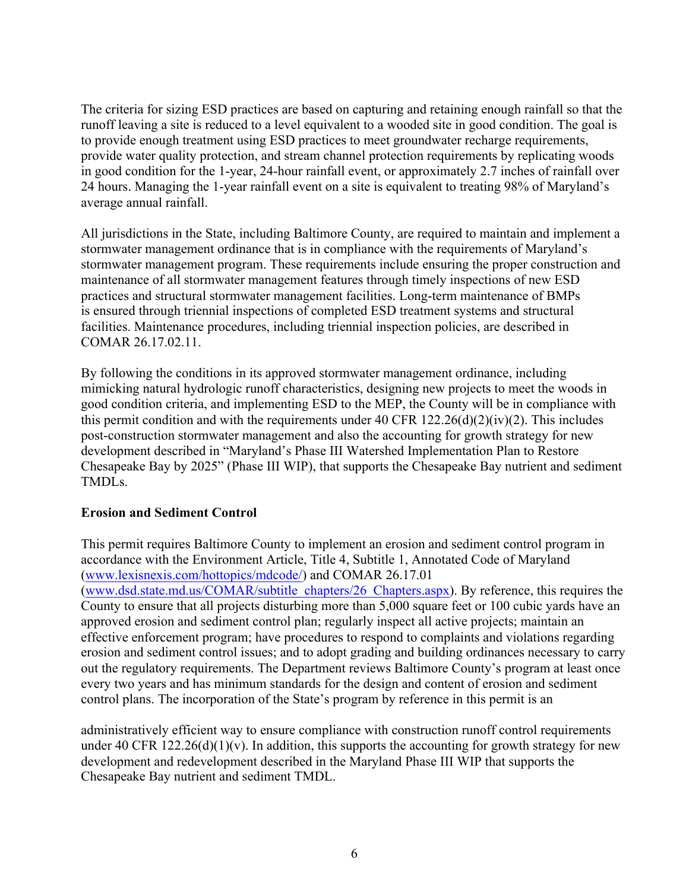The criteria for sizing ESD practices are based on capturing and retaining enough rainfall so that the runoff leaving a site is reduced to a level equivalent to a wooded site in good condition. The goal is to provide enough treatment using ESD practices to meet groundwater recharge requirements, provide water quality protection, and stream channel protection requirements by replicating woods in good condition for the 1-year, 24-hour rainfall event, or approximately 2.7 inches of rainfall over 24 hours. Managing the 1-year rainfall event on a site is equivalent to treating 98% of Maryland's average annual rainfall.

All jurisdictions in the State, including Baltimore County, are required to maintain and implement a stormwater management ordinance that is in compliance with the requirements of Maryland's stormwater management program. These requirements include ensuring the proper construction and maintenance of all stormwater management features through timely inspections of new ESD practices and structural stormwater management facilities. Long-term maintenance of BMPs is ensured through triennial inspections of completed ESD treatment systems and structural facilities. Maintenance procedures, including triennial inspection policies, are described in COMAR 26.17.02.11.

By following the conditions in its approved stormwater management ordinance, including mimicking natural hydrologic runoff characteristics, designing new projects to meet the woods in good condition criteria, and implementing ESD to the MEP, the County will be in compliance with this permit condition and with the requirements under 40 CFR 122.26(d)(2)(iv)(2). This includes post-construction stormwater management and also the accounting for growth strategy for new development described in "Maryland's Phase III Watershed Implementation Plan to Restore Chesapeake Bay by 2025" (Phase III WIP), that supports the Chesapeake Bay nutrient and sediment TMDLs.

**Erosion and Sediment Control**

This permit requires Baltimore County to implement an erosion and sediment control program in accordance with the Environment Article, Title 4, Subtitle 1, Annotated Code of Maryland (www.lexisnexis.com/hottopics/mdcode/) and COMAR 26.17.01 (www.dsd.state.md.us/COMAR/subtitle_chapters/26_Chapters.aspx). By reference, this requires the County to ensure that all projects disturbing more than 5,000 square feet or 100 cubic yards have an approved erosion and sediment control plan; regularly inspect all active projects; maintain an effective enforcement program; have procedures to respond to complaints and violations regarding erosion and sediment control issues; and to adopt grading and building ordinances necessary to carry out the regulatory requirements. The Department reviews Baltimore County's program at least once every two years and has minimum standards for the design and content of erosion and sediment control plans. The incorporation of the State's program by reference in this permit is an administratively efficient way to ensure compliance with construction runoff control requirements under 40 CFR 122.26(d)(1)(v). In addition, this supports the accounting for growth strategy for new development and redevelopment described in the Maryland Phase III WIP that supports the Chesapeake Bay nutrient and sediment TMDL.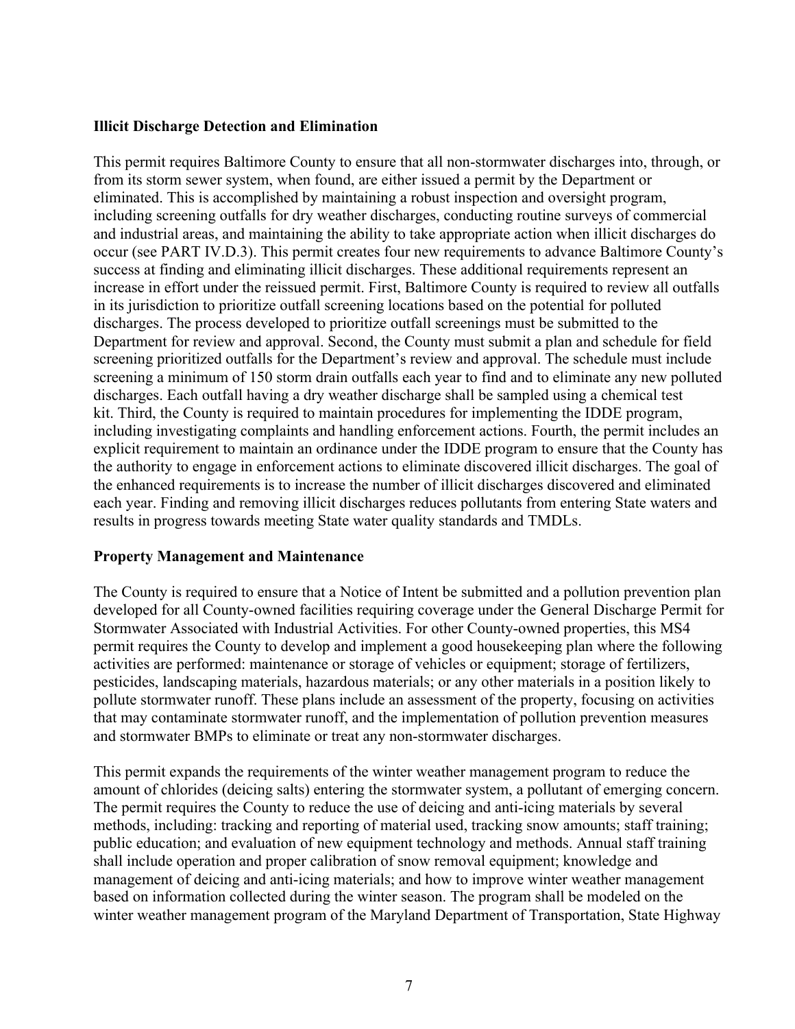**Illicit Discharge Detection and Elimination**

This permit requires Baltimore County to ensure that all non-stormwater discharges into, through, or from its storm sewer system, when found, are either issued a permit by the Department or eliminated. This is accomplished by maintaining a robust inspection and oversight program, including screening outfalls for dry weather discharges, conducting routine surveys of commercial and industrial areas, and maintaining the ability to take appropriate action when illicit discharges do occur (see PART IV.D.3). This permit creates four new requirements to advance Baltimore County's success at finding and eliminating illicit discharges. These additional requirements represent an increase in effort under the reissued permit. First, Baltimore County is required to review all outfalls in its jurisdiction to prioritize outfall screening locations based on the potential for polluted discharges. The process developed to prioritize outfall screenings must be submitted to the Department for review and approval. Second, the County must submit a plan and schedule for field screening prioritized outfalls for the Department's review and approval. The schedule must include screening a minimum of 150 storm drain outfalls each year to find and to eliminate any new polluted discharges. Each outfall having a dry weather discharge shall be sampled using a chemical test kit. Third, the County is required to maintain procedures for implementing the IDDE program, including investigating complaints and handling enforcement actions. Fourth, the permit includes an explicit requirement to maintain an ordinance under the IDDE program to ensure that the County has the authority to engage in enforcement actions to eliminate discovered illicit discharges. The goal of the enhanced requirements is to increase the number of illicit discharges discovered and eliminated each year. Finding and removing illicit discharges reduces pollutants from entering State waters and results in progress towards meeting State water quality standards and TMDLs.

**Property Management and Maintenance**

The County is required to ensure that a Notice of Intent be submitted and a pollution prevention plan developed for all County-owned facilities requiring coverage under the General Discharge Permit for Stormwater Associated with Industrial Activities. For other County-owned properties, this MS4 permit requires the County to develop and implement a good housekeeping plan where the following activities are performed: maintenance or storage of vehicles or equipment; storage of fertilizers, pesticides, landscaping materials, hazardous materials; or any other materials in a position likely to pollute stormwater runoff. These plans include an assessment of the property, focusing on activities that may contaminate stormwater runoff, and the implementation of pollution prevention measures and stormwater BMPs to eliminate or treat any non-stormwater discharges.

This permit expands the requirements of the winter weather management program to reduce the amount of chlorides (deicing salts) entering the stormwater system, a pollutant of emerging concern. The permit requires the County to reduce the use of deicing and anti-icing materials by several methods, including: tracking and reporting of material used, tracking snow amounts; staff training; public education; and evaluation of new equipment technology and methods. Annual staff training shall include operation and proper calibration of snow removal equipment; knowledge and management of deicing and anti-icing materials; and how to improve winter weather management based on information collected during the winter season. The program shall be modeled on the winter weather management program of the Maryland Department of Transportation, State Highway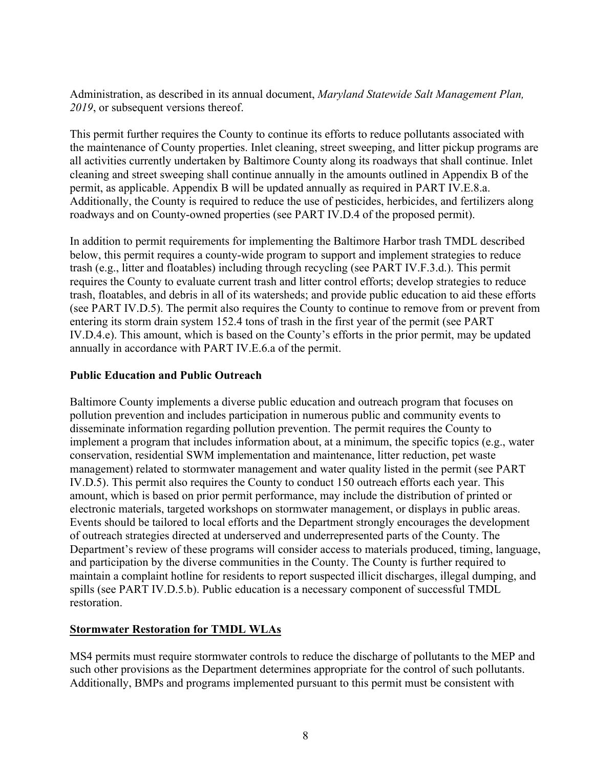Administration, as described in its annual document, *Maryland Statewide Salt Management Plan, 2019*, or subsequent versions thereof.

This permit further requires the County to continue its efforts to reduce pollutants associated with the maintenance of County properties. Inlet cleaning, street sweeping, and litter pickup programs are all activities currently undertaken by Baltimore County along its roadways that shall continue. Inlet cleaning and street sweeping shall continue annually in the amounts outlined in Appendix B of the permit, as applicable. Appendix B will be updated annually as required in PART IV.E.8.a. Additionally, the County is required to reduce the use of pesticides, herbicides, and fertilizers along roadways and on County-owned properties (see PART IV.D.4 of the proposed permit).

In addition to permit requirements for implementing the Baltimore Harbor trash TMDL described below, this permit requires a county-wide program to support and implement strategies to reduce trash (e.g., litter and floatables) including through recycling (see PART IV.F.3.d.). This permit requires the County to evaluate current trash and litter control efforts; develop strategies to reduce trash, floatables, and debris in all of its watersheds; and provide public education to aid these efforts (see PART IV.D.5). The permit also requires the County to continue to remove from or prevent from entering its storm drain system 152.4 tons of trash in the first year of the permit (see PART IV.D.4.e). This amount, which is based on the County's efforts in the prior permit, may be updated annually in accordance with PART IV.E.6.a of the permit.

**Public Education and Public Outreach**

Baltimore County implements a diverse public education and outreach program that focuses on pollution prevention and includes participation in numerous public and community events to disseminate information regarding pollution prevention. The permit requires the County to implement a program that includes information about, at a minimum, the specific topics (e.g., water conservation, residential SWM implementation and maintenance, litter reduction, pet waste management) related to stormwater management and water quality listed in the permit (see PART IV.D.5). This permit also requires the County to conduct 150 outreach efforts each year. This amount, which is based on prior permit performance, may include the distribution of printed or electronic materials, targeted workshops on stormwater management, or displays in public areas. Events should be tailored to local efforts and the Department strongly encourages the development of outreach strategies directed at underserved and underrepresented parts of the County. The Department's review of these programs will consider access to materials produced, timing, language, and participation by the diverse communities in the County. The County is further required to maintain a complaint hotline for residents to report suspected illicit discharges, illegal dumping, and spills (see PART IV.D.5.b). Public education is a necessary component of successful TMDL restoration.

**Stormwater Restoration for TMDL WLAs**

MS4 permits must require stormwater controls to reduce the discharge of pollutants to the MEP and such other provisions as the Department determines appropriate for the control of such pollutants. Additionally, BMPs and programs implemented pursuant to this permit must be consistent with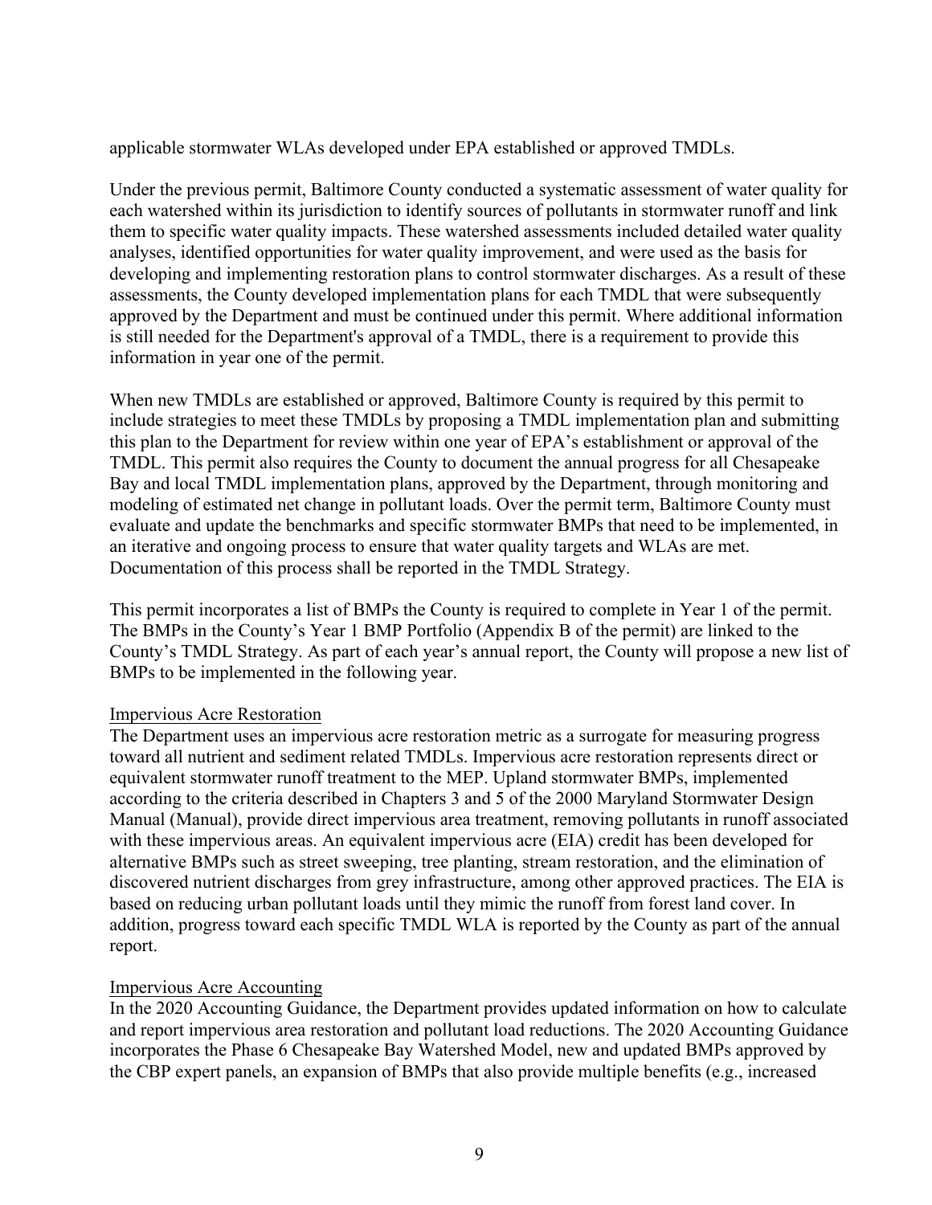applicable stormwater WLAs developed under EPA established or approved TMDLs.

Under the previous permit, Baltimore County conducted a systematic assessment of water quality for each watershed within its jurisdiction to identify sources of pollutants in stormwater runoff and link them to specific water quality impacts. These watershed assessments included detailed water quality analyses, identified opportunities for water quality improvement, and were used as the basis for developing and implementing restoration plans to control stormwater discharges. As a result of these assessments, the County developed implementation plans for each TMDL that were subsequently approved by the Department and must be continued under this permit. Where additional information is still needed for the Department's approval of a TMDL, there is a requirement to provide this information in year one of the permit.

When new TMDLs are established or approved, Baltimore County is required by this permit to include strategies to meet these TMDLs by proposing a TMDL implementation plan and submitting this plan to the Department for review within one year of EPA's establishment or approval of the TMDL. This permit also requires the County to document the annual progress for all Chesapeake Bay and local TMDL implementation plans, approved by the Department, through monitoring and modeling of estimated net change in pollutant loads. Over the permit term, Baltimore County must evaluate and update the benchmarks and specific stormwater BMPs that need to be implemented, in an iterative and ongoing process to ensure that water quality targets and WLAs are met. Documentation of this process shall be reported in the TMDL Strategy.

This permit incorporates a list of BMPs the County is required to complete in Year 1 of the permit. The BMPs in the County's Year 1 BMP Portfolio (Appendix B of the permit) are linked to the County's TMDL Strategy. As part of each year's annual report, the County will propose a new list of BMPs to be implemented in the following year.

Impervious Acre Restoration

The Department uses an impervious acre restoration metric as a surrogate for measuring progress toward all nutrient and sediment related TMDLs. Impervious acre restoration represents direct or equivalent stormwater runoff treatment to the MEP. Upland stormwater BMPs, implemented according to the criteria described in Chapters 3 and 5 of the 2000 Maryland Stormwater Design Manual (Manual), provide direct impervious area treatment, removing pollutants in runoff associated with these impervious areas. An equivalent impervious acre (EIA) credit has been developed for alternative BMPs such as street sweeping, tree planting, stream restoration, and the elimination of discovered nutrient discharges from grey infrastructure, among other approved practices. The EIA is based on reducing urban pollutant loads until they mimic the runoff from forest land cover. In addition, progress toward each specific TMDL WLA is reported by the County as part of the annual report.

Impervious Acre Accounting

In the 2020 Accounting Guidance, the Department provides updated information on how to calculate and report impervious area restoration and pollutant load reductions. The 2020 Accounting Guidance incorporates the Phase 6 Chesapeake Bay Watershed Model, new and updated BMPs approved by the CBP expert panels, an expansion of BMPs that also provide multiple benefits (e.g., increased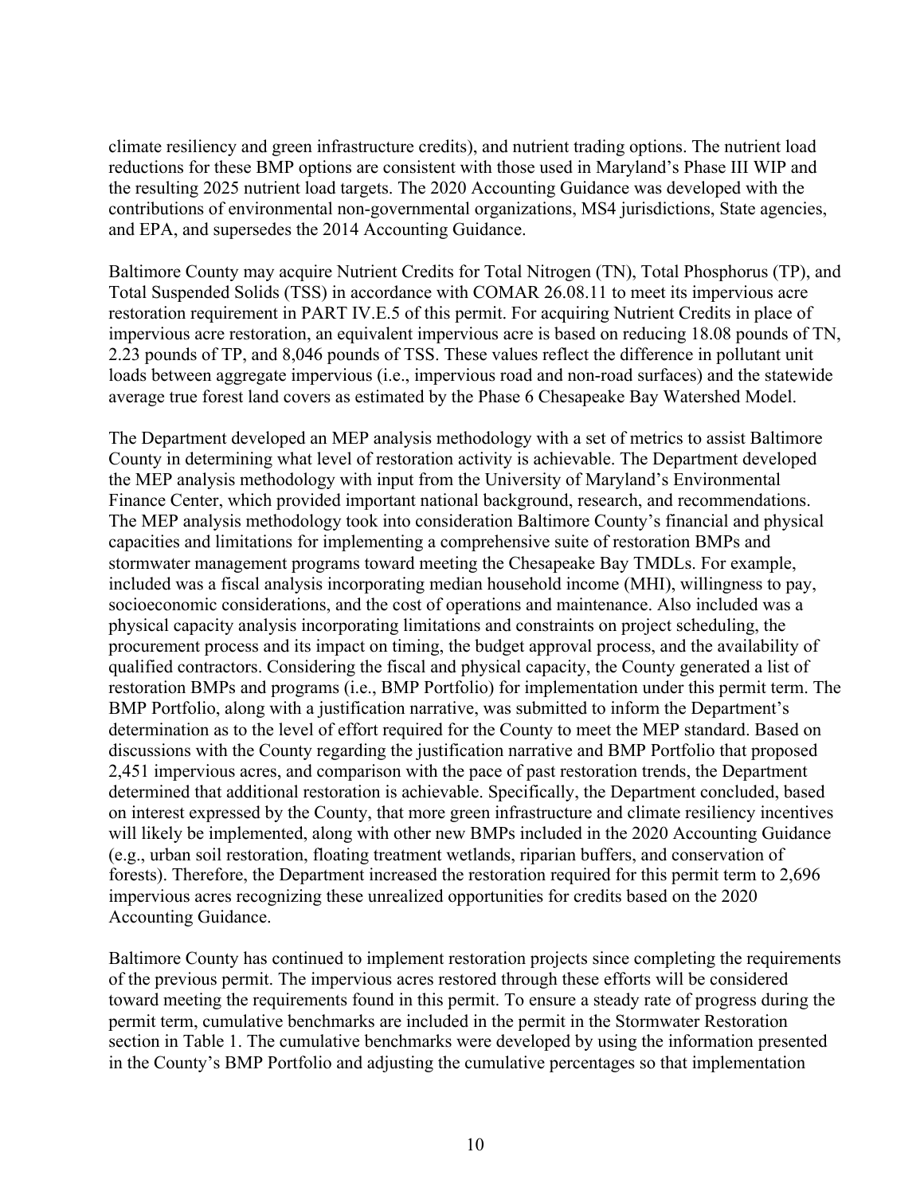climate resiliency and green infrastructure credits), and nutrient trading options. The nutrient load reductions for these BMP options are consistent with those used in Maryland's Phase III WIP and the resulting 2025 nutrient load targets. The 2020 Accounting Guidance was developed with the contributions of environmental non-governmental organizations, MS4 jurisdictions, State agencies, and EPA, and supersedes the 2014 Accounting Guidance.

Baltimore County may acquire Nutrient Credits for Total Nitrogen (TN), Total Phosphorus (TP), and Total Suspended Solids (TSS) in accordance with COMAR 26.08.11 to meet its impervious acre restoration requirement in PART IV.E.5 of this permit. For acquiring Nutrient Credits in place of impervious acre restoration, an equivalent impervious acre is based on reducing 18.08 pounds of TN, 2.23 pounds of TP, and 8,046 pounds of TSS. These values reflect the difference in pollutant unit loads between aggregate impervious (i.e., impervious road and non-road surfaces) and the statewide average true forest land covers as estimated by the Phase 6 Chesapeake Bay Watershed Model.

The Department developed an MEP analysis methodology with a set of metrics to assist Baltimore County in determining what level of restoration activity is achievable. The Department developed the MEP analysis methodology with input from the University of Maryland's Environmental Finance Center, which provided important national background, research, and recommendations. The MEP analysis methodology took into consideration Baltimore County's financial and physical capacities and limitations for implementing a comprehensive suite of restoration BMPs and stormwater management programs toward meeting the Chesapeake Bay TMDLs. For example, included was a fiscal analysis incorporating median household income (MHI), willingness to pay, socioeconomic considerations, and the cost of operations and maintenance. Also included was a physical capacity analysis incorporating limitations and constraints on project scheduling, the procurement process and its impact on timing, the budget approval process, and the availability of qualified contractors. Considering the fiscal and physical capacity, the County generated a list of restoration BMPs and programs (i.e., BMP Portfolio) for implementation under this permit term. The BMP Portfolio, along with a justification narrative, was submitted to inform the Department's determination as to the level of effort required for the County to meet the MEP standard. Based on discussions with the County regarding the justification narrative and BMP Portfolio that proposed 2,451 impervious acres, and comparison with the pace of past restoration trends, the Department determined that additional restoration is achievable. Specifically, the Department concluded, based on interest expressed by the County, that more green infrastructure and climate resiliency incentives will likely be implemented, along with other new BMPs included in the 2020 Accounting Guidance (e.g., urban soil restoration, floating treatment wetlands, riparian buffers, and conservation of forests). Therefore, the Department increased the restoration required for this permit term to 2,696 impervious acres recognizing these unrealized opportunities for credits based on the 2020 Accounting Guidance.

Baltimore County has continued to implement restoration projects since completing the requirements of the previous permit. The impervious acres restored through these efforts will be considered toward meeting the requirements found in this permit. To ensure a steady rate of progress during the permit term, cumulative benchmarks are included in the permit in the Stormwater Restoration section in Table 1. The cumulative benchmarks were developed by using the information presented in the County's BMP Portfolio and adjusting the cumulative percentages so that implementation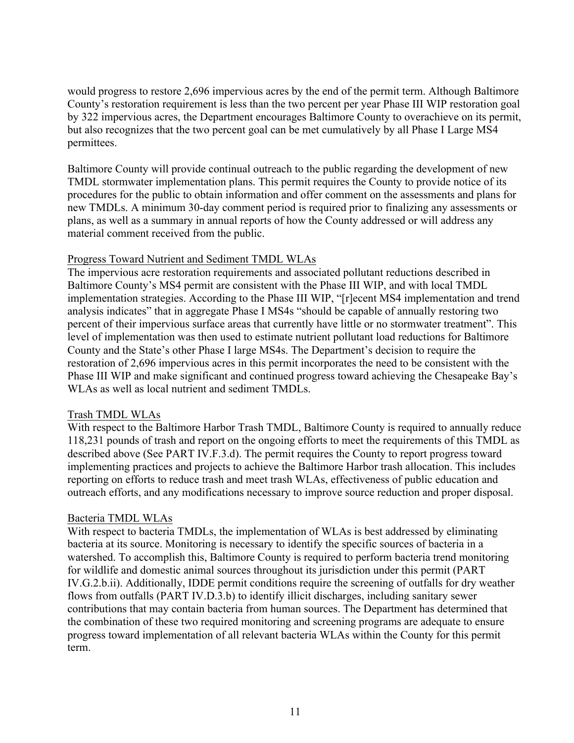would progress to restore 2,696 impervious acres by the end of the permit term. Although Baltimore County's restoration requirement is less than the two percent per year Phase III WIP restoration goal by 322 impervious acres, the Department encourages Baltimore County to overachieve on its permit, but also recognizes that the two percent goal can be met cumulatively by all Phase I Large MS4 permittees.

Baltimore County will provide continual outreach to the public regarding the development of new TMDL stormwater implementation plans. This permit requires the County to provide notice of its procedures for the public to obtain information and offer comment on the assessments and plans for new TMDLs. A minimum 30-day comment period is required prior to finalizing any assessments or plans, as well as a summary in annual reports of how the County addressed or will address any material comment received from the public.

Progress Toward Nutrient and Sediment TMDL WLAs

The impervious acre restoration requirements and associated pollutant reductions described in Baltimore County's MS4 permit are consistent with the Phase III WIP, and with local TMDL implementation strategies. According to the Phase III WIP, "[r]ecent MS4 implementation and trend analysis indicates" that in aggregate Phase I MS4s "should be capable of annually restoring two percent of their impervious surface areas that currently have little or no stormwater treatment". This level of implementation was then used to estimate nutrient pollutant load reductions for Baltimore County and the State's other Phase I large MS4s. The Department's decision to require the restoration of 2,696 impervious acres in this permit incorporates the need to be consistent with the Phase III WIP and make significant and continued progress toward achieving the Chesapeake Bay's WLAs as well as local nutrient and sediment TMDLs.

Trash TMDL WLAs

With respect to the Baltimore Harbor Trash TMDL, Baltimore County is required to annually reduce 118,231 pounds of trash and report on the ongoing efforts to meet the requirements of this TMDL as described above (See PART IV.F.3.d). The permit requires the County to report progress toward implementing practices and projects to achieve the Baltimore Harbor trash allocation. This includes reporting on efforts to reduce trash and meet trash WLAs, effectiveness of public education and outreach efforts, and any modifications necessary to improve source reduction and proper disposal.

Bacteria TMDL WLAs

With respect to bacteria TMDLs, the implementation of WLAs is best addressed by eliminating bacteria at its source. Monitoring is necessary to identify the specific sources of bacteria in a watershed. To accomplish this, Baltimore County is required to perform bacteria trend monitoring for wildlife and domestic animal sources throughout its jurisdiction under this permit (PART IV.G.2.b.ii). Additionally, IDDE permit conditions require the screening of outfalls for dry weather flows from outfalls (PART IV.D.3.b) to identify illicit discharges, including sanitary sewer contributions that may contain bacteria from human sources. The Department has determined that the combination of these two required monitoring and screening programs are adequate to ensure progress toward implementation of all relevant bacteria WLAs within the County for this permit term.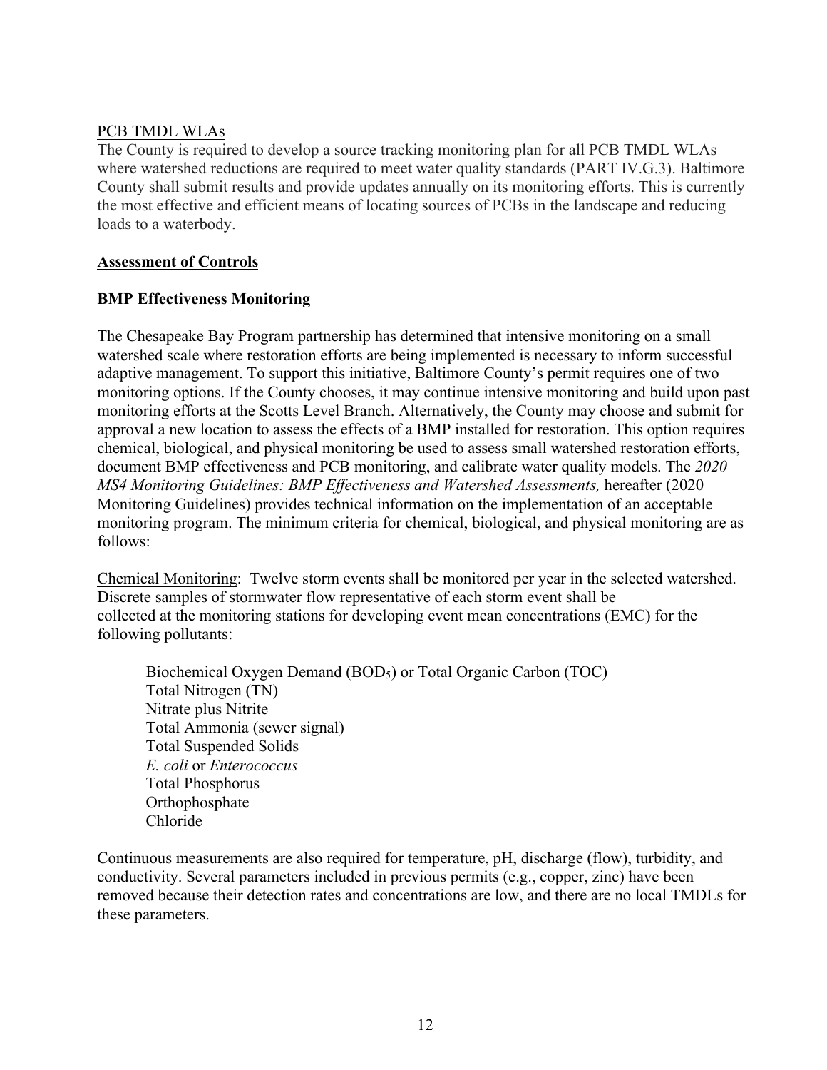PCB TMDL WLAs

The County is required to develop a source tracking monitoring plan for all PCB TMDL WLAs where watershed reductions are required to meet water quality standards (PART IV.G.3). Baltimore County shall submit results and provide updates annually on its monitoring efforts. This is currently the most effective and efficient means of locating sources of PCBs in the landscape and reducing loads to a waterbody.

## Assessment of Controls

### BMP Effectiveness Monitoring

The Chesapeake Bay Program partnership has determined that intensive monitoring on a small watershed scale where restoration efforts are being implemented is necessary to inform successful adaptive management. To support this initiative, Baltimore County's permit requires one of two monitoring options. If the County chooses, it may continue intensive monitoring and build upon past monitoring efforts at the Scotts Level Branch. Alternatively, the County may choose and submit for approval a new location to assess the effects of a BMP installed for restoration. This option requires chemical, biological, and physical monitoring be used to assess small watershed restoration efforts, document BMP effectiveness and PCB monitoring, and calibrate water quality models. The *2020 MS4 Monitoring Guidelines: BMP Effectiveness and Watershed Assessments,* hereafter (2020 Monitoring Guidelines) provides technical information on the implementation of an acceptable monitoring program. The minimum criteria for chemical, biological, and physical monitoring are as follows:

Chemical Monitoring: Twelve storm events shall be monitored per year in the selected watershed. Discrete samples of stormwater flow representative of each storm event shall be collected at the monitoring stations for developing event mean concentrations (EMC) for the following pollutants:

- Biochemical Oxygen Demand ($BOD_5$) or Total Organic Carbon (TOC)
- Total Nitrogen (TN)
- Nitrate plus Nitrite
- Total Ammonia (sewer signal)
- Total Suspended Solids
- *E. coli* or *Enterococcus*
- Total Phosphorus
- Orthophosphate
- Chloride

Continuous measurements are also required for temperature, pH, discharge (flow), turbidity, and conductivity. Several parameters included in previous permits (e.g., copper, zinc) have been removed because their detection rates and concentrations are low, and there are no local TMDLs for these parameters.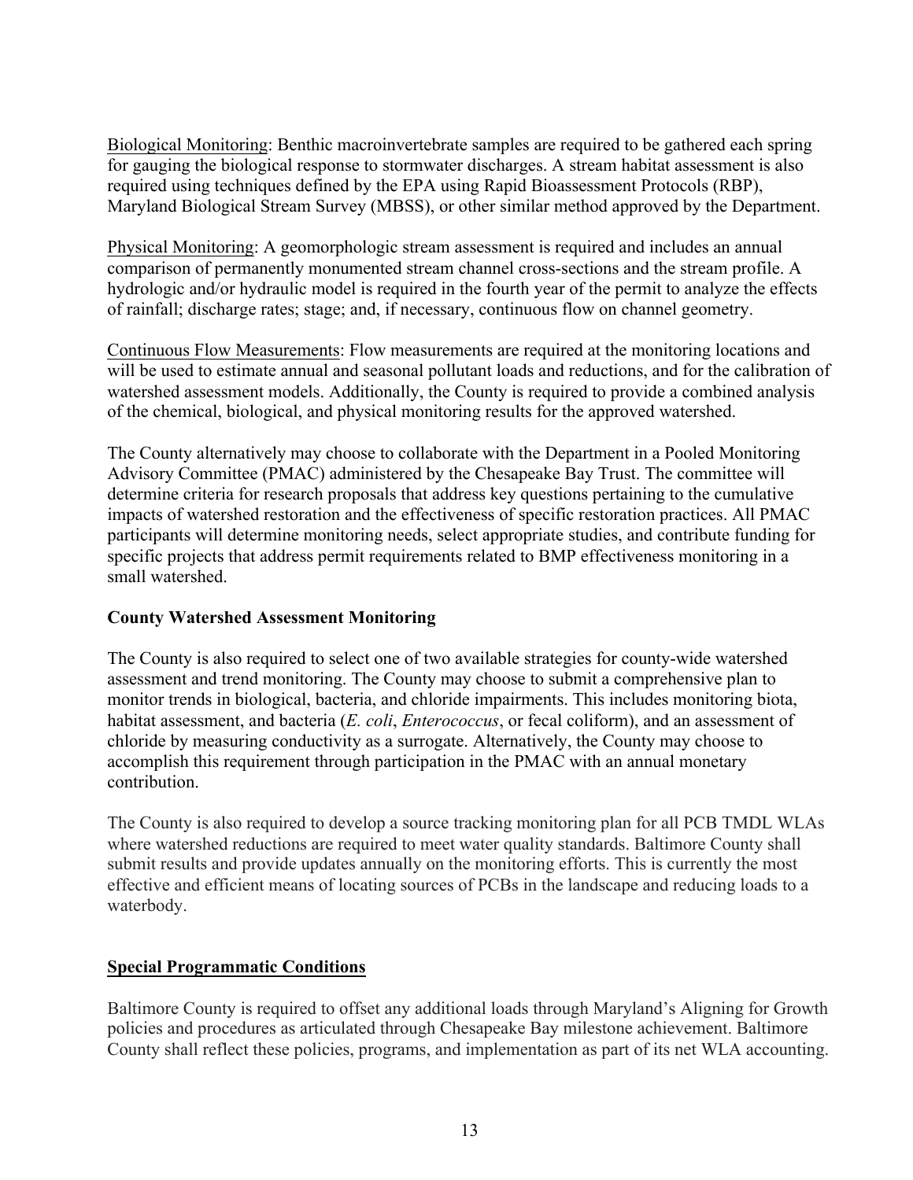<u>Biological Monitoring</u>: Benthic macroinvertebrate samples are required to be gathered each spring for gauging the biological response to stormwater discharges. A stream habitat assessment is also required using techniques defined by the EPA using Rapid Bioassessment Protocols (RBP), Maryland Biological Stream Survey (MBSS), or other similar method approved by the Department.

<u>Physical Monitoring</u>: A geomorphologic stream assessment is required and includes an annual comparison of permanently monumented stream channel cross-sections and the stream profile. A hydrologic and/or hydraulic model is required in the fourth year of the permit to analyze the effects of rainfall; discharge rates; stage; and, if necessary, continuous flow on channel geometry.

<u>Continuous Flow Measurements</u>: Flow measurements are required at the monitoring locations and will be used to estimate annual and seasonal pollutant loads and reductions, and for the calibration of watershed assessment models. Additionally, the County is required to provide a combined analysis of the chemical, biological, and physical monitoring results for the approved watershed.

The County alternatively may choose to collaborate with the Department in a Pooled Monitoring Advisory Committee (PMAC) administered by the Chesapeake Bay Trust. The committee will determine criteria for research proposals that address key questions pertaining to the cumulative impacts of watershed restoration and the effectiveness of specific restoration practices. All PMAC participants will determine monitoring needs, select appropriate studies, and contribute funding for specific projects that address permit requirements related to BMP effectiveness monitoring in a small watershed.

**County Watershed Assessment Monitoring**

The County is also required to select one of two available strategies for county-wide watershed assessment and trend monitoring. The County may choose to submit a comprehensive plan to monitor trends in biological, bacteria, and chloride impairments. This includes monitoring biota, habitat assessment, and bacteria (*E. coli*, *Enterococcus*, or fecal coliform), and an assessment of chloride by measuring conductivity as a surrogate. Alternatively, the County may choose to accomplish this requirement through participation in the PMAC with an annual monetary contribution.

The County is also required to develop a source tracking monitoring plan for all PCB TMDL WLAs where watershed reductions are required to meet water quality standards. Baltimore County shall submit results and provide updates annually on the monitoring efforts. This is currently the most effective and efficient means of locating sources of PCBs in the landscape and reducing loads to a waterbody.

## <u>Special Programmatic Conditions</u>

Baltimore County is required to offset any additional loads through Maryland's Aligning for Growth policies and procedures as articulated through Chesapeake Bay milestone achievement. Baltimore County shall reflect these policies, programs, and implementation as part of its net WLA accounting.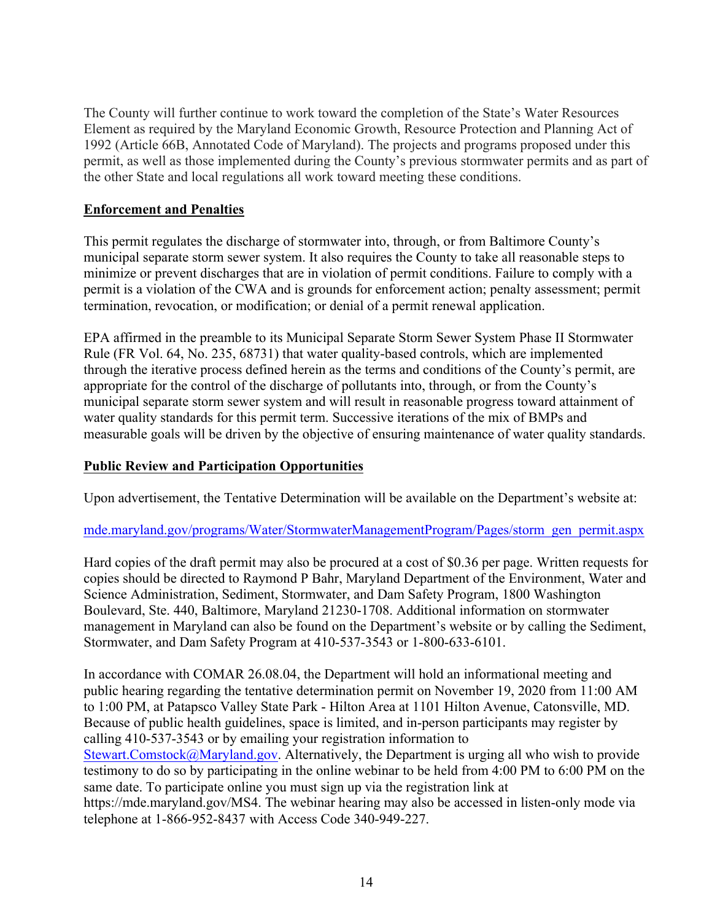The County will further continue to work toward the completion of the State's Water Resources Element as required by the Maryland Economic Growth, Resource Protection and Planning Act of 1992 (Article 66B, Annotated Code of Maryland). The projects and programs proposed under this permit, as well as those implemented during the County's previous stormwater permits and as part of the other State and local regulations all work toward meeting these conditions.

## **Enforcement and Penalties**

This permit regulates the discharge of stormwater into, through, or from Baltimore County's municipal separate storm sewer system. It also requires the County to take all reasonable steps to minimize or prevent discharges that are in violation of permit conditions. Failure to comply with a permit is a violation of the CWA and is grounds for enforcement action; penalty assessment; permit termination, revocation, or modification; or denial of a permit renewal application.

EPA affirmed in the preamble to its Municipal Separate Storm Sewer System Phase II Stormwater Rule (FR Vol. 64, No. 235, 68731) that water quality-based controls, which are implemented through the iterative process defined herein as the terms and conditions of the County's permit, are appropriate for the control of the discharge of pollutants into, through, or from the County's municipal separate storm sewer system and will result in reasonable progress toward attainment of water quality standards for this permit term. Successive iterations of the mix of BMPs and measurable goals will be driven by the objective of ensuring maintenance of water quality standards.

## **Public Review and Participation Opportunities**

Upon advertisement, the Tentative Determination will be available on the Department's website at:

mde.maryland.gov/programs/Water/StormwaterManagementProgram/Pages/storm_gen_permit.aspx

Hard copies of the draft permit may also be procured at a cost of $0.36 per page. Written requests for copies should be directed to Raymond P Bahr, Maryland Department of the Environment, Water and Science Administration, Sediment, Stormwater, and Dam Safety Program, 1800 Washington Boulevard, Ste. 440, Baltimore, Maryland 21230-1708. Additional information on stormwater management in Maryland can also be found on the Department's website or by calling the Sediment, Stormwater, and Dam Safety Program at 410-537-3543 or 1-800-633-6101.

In accordance with COMAR 26.08.04, the Department will hold an informational meeting and public hearing regarding the tentative determination permit on November 19, 2020 from 11:00 AM to 1:00 PM, at Patapsco Valley State Park - Hilton Area at 1101 Hilton Avenue, Catonsville, MD. Because of public health guidelines, space is limited, and in-person participants may register by calling 410-537-3543 or by emailing your registration information to Stewart.Comstock@Maryland.gov. Alternatively, the Department is urging all who wish to provide testimony to do so by participating in the online webinar to be held from 4:00 PM to 6:00 PM on the same date. To participate online you must sign up via the registration link at https://mde.maryland.gov/MS4. The webinar hearing may also be accessed in listen-only mode via telephone at 1-866-952-8437 with Access Code 340-949-227.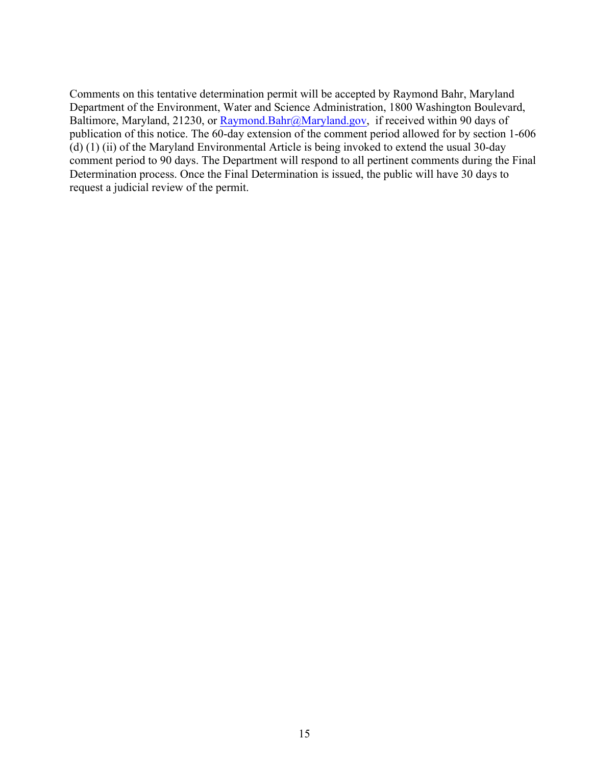Comments on this tentative determination permit will be accepted by Raymond Bahr, Maryland Department of the Environment, Water and Science Administration, 1800 Washington Boulevard, Baltimore, Maryland, 21230, or [Raymond.Bahr@Maryland.gov](mailto:Raymond.Bahr@Maryland.gov), if received within 90 days of publication of this notice. The 60-day extension of the comment period allowed for by section 1-606 (d) (1) (ii) of the Maryland Environmental Article is being invoked to extend the usual 30-day comment period to 90 days. The Department will respond to all pertinent comments during the Final Determination process. Once the Final Determination is issued, the public will have 30 days to request a judicial review of the permit.